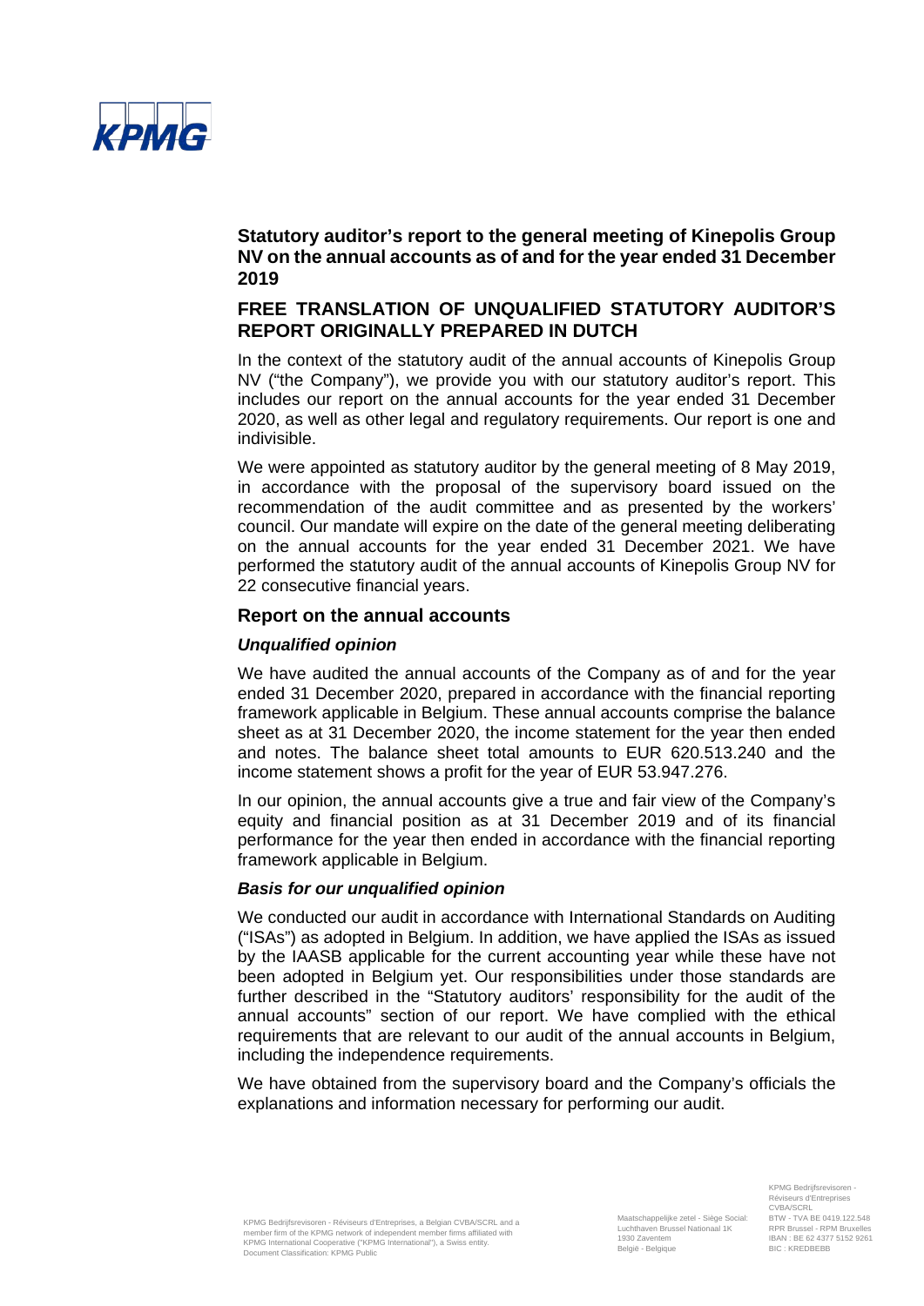KPMG

# Statutory auditor's report to the general meeting of Kinepolis Group NV on the annual accounts as of and for the year ended 31 December 2019

## FREE TRANSLATION OF UNQUALIFIED STATUTORY AUDITOR'S REPORT ORIGINALLY PREPARED IN DUTCH

In the context of the statutory audit of the annual accounts of Kinepolis Group NV ("the Company"), we provide you with our statutory auditor's report. This includes our report on the annual accounts for the year ended 31 December 2020, as well as other legal and regulatory requirements. Our report is one and indivisible.

We were appointed as statutory auditor by the general meeting of 8 May 2019, in accordance with the proposal of the supervisory board issued on the recommendation of the audit committee and as presented by the workers' council. Our mandate will expire on the date of the general meeting deliberating on the annual accounts for the year ended 31 December 2021. We have performed the statutory audit of the annual accounts of Kinepolis Group NV for 22 consecutive financial years.

## Report on the annual accounts

### *Unqualified opinion*

We have audited the annual accounts of the Company as of and for the year ended 31 December 2020, prepared in accordance with the financial reporting framework applicable in Belgium. These annual accounts comprise the balance sheet as at 31 December 2020, the income statement for the year then ended and notes. The balance sheet total amounts to EUR 620.513.240 and the income statement shows a profit for the year of EUR 53.947.276.

In our opinion, the annual accounts give a true and fair view of the Company's equity and financial position as at 31 December 2019 and of its financial performance for the year then ended in accordance with the financial reporting framework applicable in Belgium.

### *Basis for our unqualified opinion*

We conducted our audit in accordance with International Standards on Auditing ("ISAs") as adopted in Belgium. In addition, we have applied the ISAs as issued by the IAASB applicable for the current accounting year while these have not been adopted in Belgium yet. Our responsibilities under those standards are further described in the "Statutory auditors' responsibility for the audit of the annual accounts" section of our report. We have complied with the ethical requirements that are relevant to our audit of the annual accounts in Belgium, including the independence requirements.

We have obtained from the supervisory board and the Company's officials the explanations and information necessary for performing our audit.

KPMG Bedrijfsrevisoren - Réviseurs d'Entreprises, a Belgian CVBA/SCRL and a member firm of the KPMG network of independent member firms affiliated with KPMG International Cooperative ("KPMG International"), a Swiss entity.
Document Classification: KPMG Public

Maatschappelijke zetel - Siège Social:
Luchthaven Brussel Nationaal 1K
1930 Zaventem
België - Belgique

KPMG Bedrijfsrevisoren - Réviseurs d'Entreprises
CVBA/SCRL
BTW - TVA BE 0419.122.548
RPR Brussel - RPM Bruxelles
IBAN : BE 62 4377 5152 9261
BIC : KREDBEBB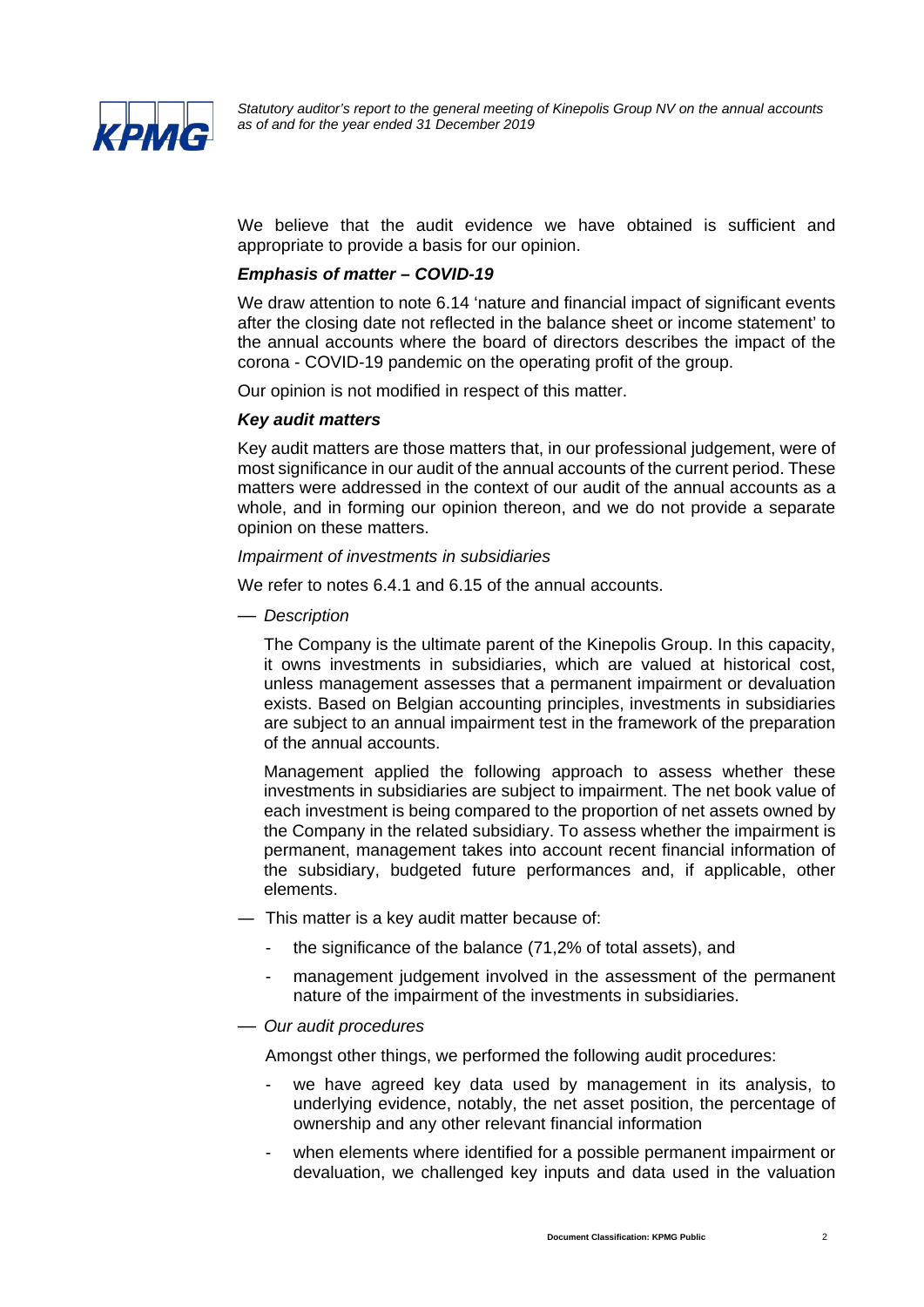We believe that the audit evidence we have obtained is sufficient and appropriate to provide a basis for our opinion.

### *Emphasis of matter – COVID-19*

We draw attention to note 6.14 'nature and financial impact of significant events after the closing date not reflected in the balance sheet or income statement' to the annual accounts where the board of directors describes the impact of the corona - COVID-19 pandemic on the operating profit of the group.

Our opinion is not modified in respect of this matter.

### *Key audit matters*

Key audit matters are those matters that, in our professional judgement, were of most significance in our audit of the annual accounts of the current period. These matters were addressed in the context of our audit of the annual accounts as a whole, and in forming our opinion thereon, and we do not provide a separate opinion on these matters.

*Impairment of investments in subsidiaries*

We refer to notes 6.4.1 and 6.15 of the annual accounts.

— *Description*

  The Company is the ultimate parent of the Kinepolis Group. In this capacity, it owns investments in subsidiaries, which are valued at historical cost, unless management assesses that a permanent impairment or devaluation exists. Based on Belgian accounting principles, investments in subsidiaries are subject to an annual impairment test in the framework of the preparation of the annual accounts.

  Management applied the following approach to assess whether these investments in subsidiaries are subject to impairment. The net book value of each investment is being compared to the proportion of net assets owned by the Company in the related subsidiary. To assess whether the impairment is permanent, management takes into account recent financial information of the subsidiary, budgeted future performances and, if applicable, other elements.

— This matter is a key audit matter because of:

  - the significance of the balance (71,2% of total assets), and
  - management judgement involved in the assessment of the permanent nature of the impairment of the investments in subsidiaries.

— *Our audit procedures*

  Amongst other things, we performed the following audit procedures:

  - we have agreed key data used by management in its analysis, to underlying evidence, notably, the net asset position, the percentage of ownership and any other relevant financial information
  - when elements where identified for a possible permanent impairment or devaluation, we challenged key inputs and data used in the valuation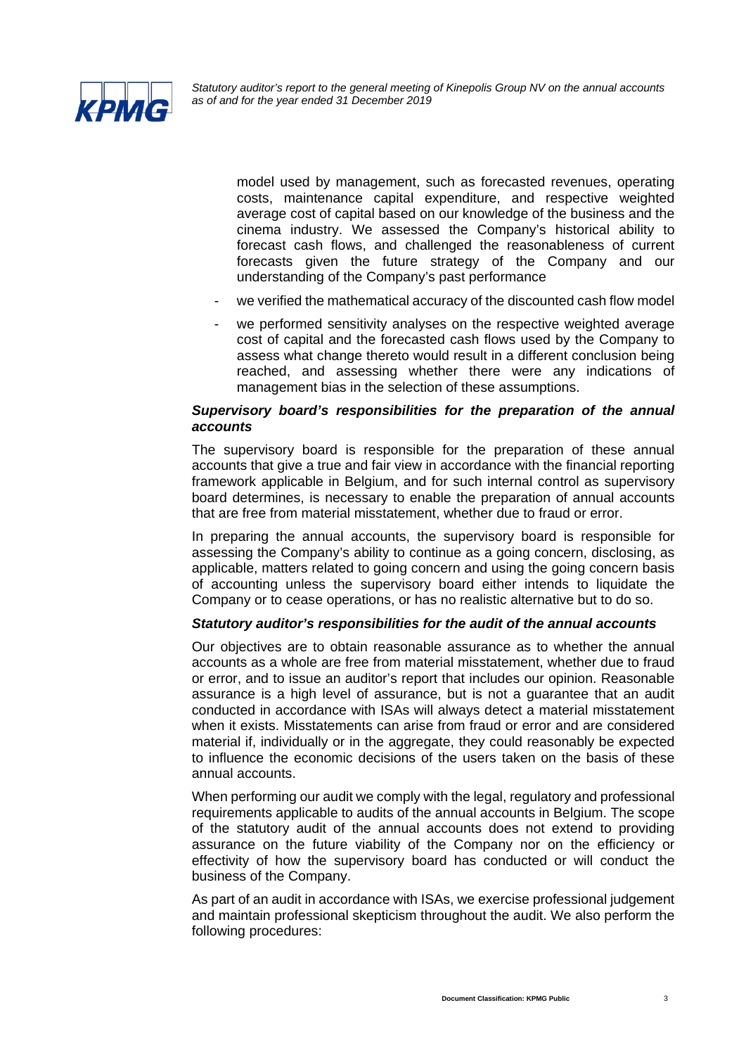model used by management, such as forecasted revenues, operating costs, maintenance capital expenditure, and respective weighted average cost of capital based on our knowledge of the business and the cinema industry. We assessed the Company's historical ability to forecast cash flows, and challenged the reasonableness of current forecasts given the future strategy of the Company and our understanding of the Company's past performance

- we verified the mathematical accuracy of the discounted cash flow model
- we performed sensitivity analyses on the respective weighted average cost of capital and the forecasted cash flows used by the Company to assess what change thereto would result in a different conclusion being reached, and assessing whether there were any indications of management bias in the selection of these assumptions.

### *Supervisory board's responsibilities for the preparation of the annual accounts*

The supervisory board is responsible for the preparation of these annual accounts that give a true and fair view in accordance with the financial reporting framework applicable in Belgium, and for such internal control as supervisory board determines, is necessary to enable the preparation of annual accounts that are free from material misstatement, whether due to fraud or error.

In preparing the annual accounts, the supervisory board is responsible for assessing the Company's ability to continue as a going concern, disclosing, as applicable, matters related to going concern and using the going concern basis of accounting unless the supervisory board either intends to liquidate the Company or to cease operations, or has no realistic alternative but to do so.

### *Statutory auditor's responsibilities for the audit of the annual accounts*

Our objectives are to obtain reasonable assurance as to whether the annual accounts as a whole are free from material misstatement, whether due to fraud or error, and to issue an auditor's report that includes our opinion. Reasonable assurance is a high level of assurance, but is not a guarantee that an audit conducted in accordance with ISAs will always detect a material misstatement when it exists. Misstatements can arise from fraud or error and are considered material if, individually or in the aggregate, they could reasonably be expected to influence the economic decisions of the users taken on the basis of these annual accounts.

When performing our audit we comply with the legal, regulatory and professional requirements applicable to audits of the annual accounts in Belgium. The scope of the statutory audit of the annual accounts does not extend to providing assurance on the future viability of the Company nor on the efficiency or effectivity of how the supervisory board has conducted or will conduct the business of the Company.

As part of an audit in accordance with ISAs, we exercise professional judgement and maintain professional skepticism throughout the audit. We also perform the following procedures: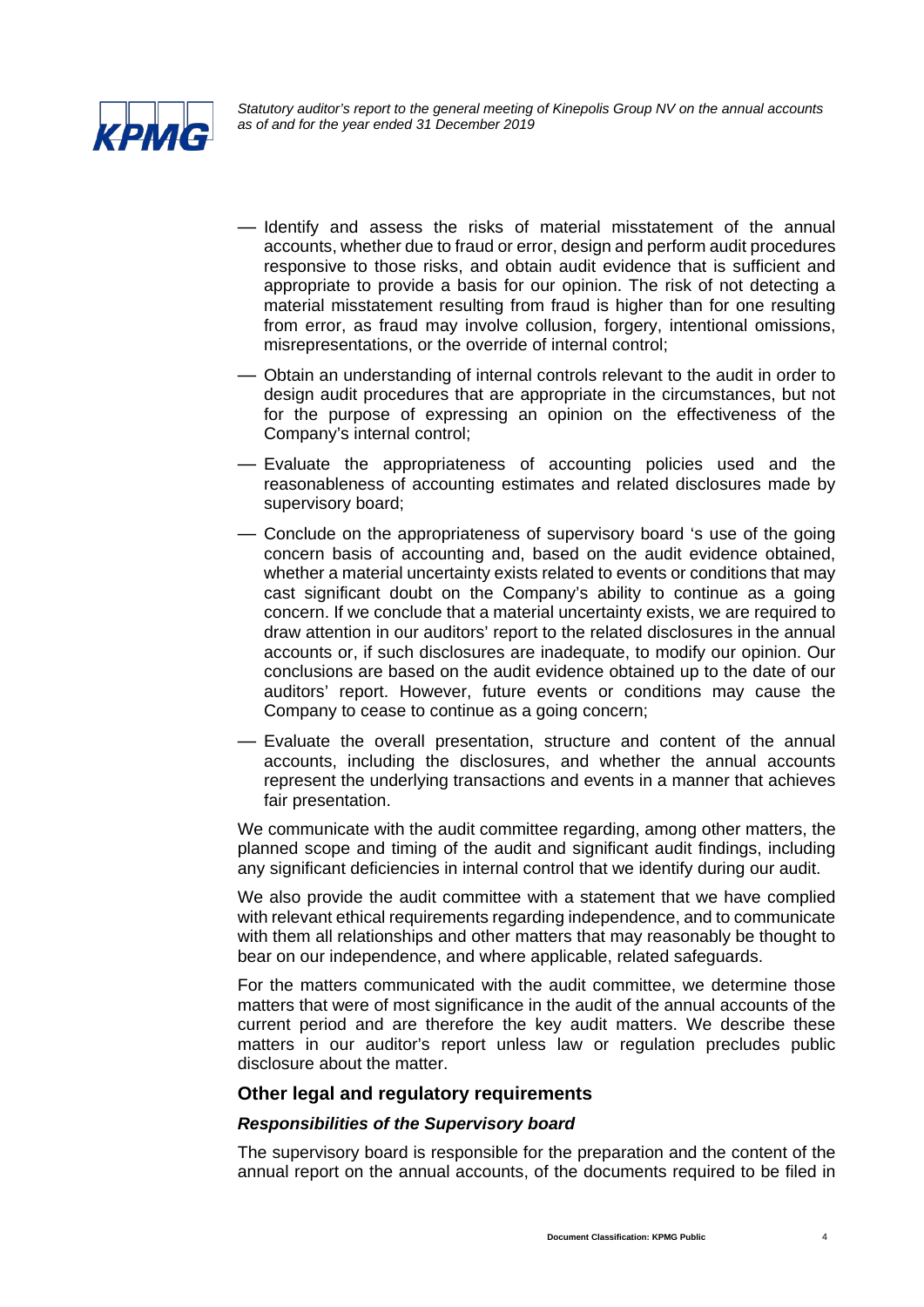- Identify and assess the risks of material misstatement of the annual accounts, whether due to fraud or error, design and perform audit procedures responsive to those risks, and obtain audit evidence that is sufficient and appropriate to provide a basis for our opinion. The risk of not detecting a material misstatement resulting from fraud is higher than for one resulting from error, as fraud may involve collusion, forgery, intentional omissions, misrepresentations, or the override of internal control;
- Obtain an understanding of internal controls relevant to the audit in order to design audit procedures that are appropriate in the circumstances, but not for the purpose of expressing an opinion on the effectiveness of the Company's internal control;
- Evaluate the appropriateness of accounting policies used and the reasonableness of accounting estimates and related disclosures made by supervisory board;
- Conclude on the appropriateness of supervisory board 's use of the going concern basis of accounting and, based on the audit evidence obtained, whether a material uncertainty exists related to events or conditions that may cast significant doubt on the Company's ability to continue as a going concern. If we conclude that a material uncertainty exists, we are required to draw attention in our auditors' report to the related disclosures in the annual accounts or, if such disclosures are inadequate, to modify our opinion. Our conclusions are based on the audit evidence obtained up to the date of our auditors' report. However, future events or conditions may cause the Company to cease to continue as a going concern;
- Evaluate the overall presentation, structure and content of the annual accounts, including the disclosures, and whether the annual accounts represent the underlying transactions and events in a manner that achieves fair presentation.

We communicate with the audit committee regarding, among other matters, the planned scope and timing of the audit and significant audit findings, including any significant deficiencies in internal control that we identify during our audit.

We also provide the audit committee with a statement that we have complied with relevant ethical requirements regarding independence, and to communicate with them all relationships and other matters that may reasonably be thought to bear on our independence, and where applicable, related safeguards.

For the matters communicated with the audit committee, we determine those matters that were of most significance in the audit of the annual accounts of the current period and are therefore the key audit matters. We describe these matters in our auditor's report unless law or regulation precludes public disclosure about the matter.

## Other legal and regulatory requirements

### *Responsibilities of the Supervisory board*

The supervisory board is responsible for the preparation and the content of the annual report on the annual accounts, of the documents required to be filed in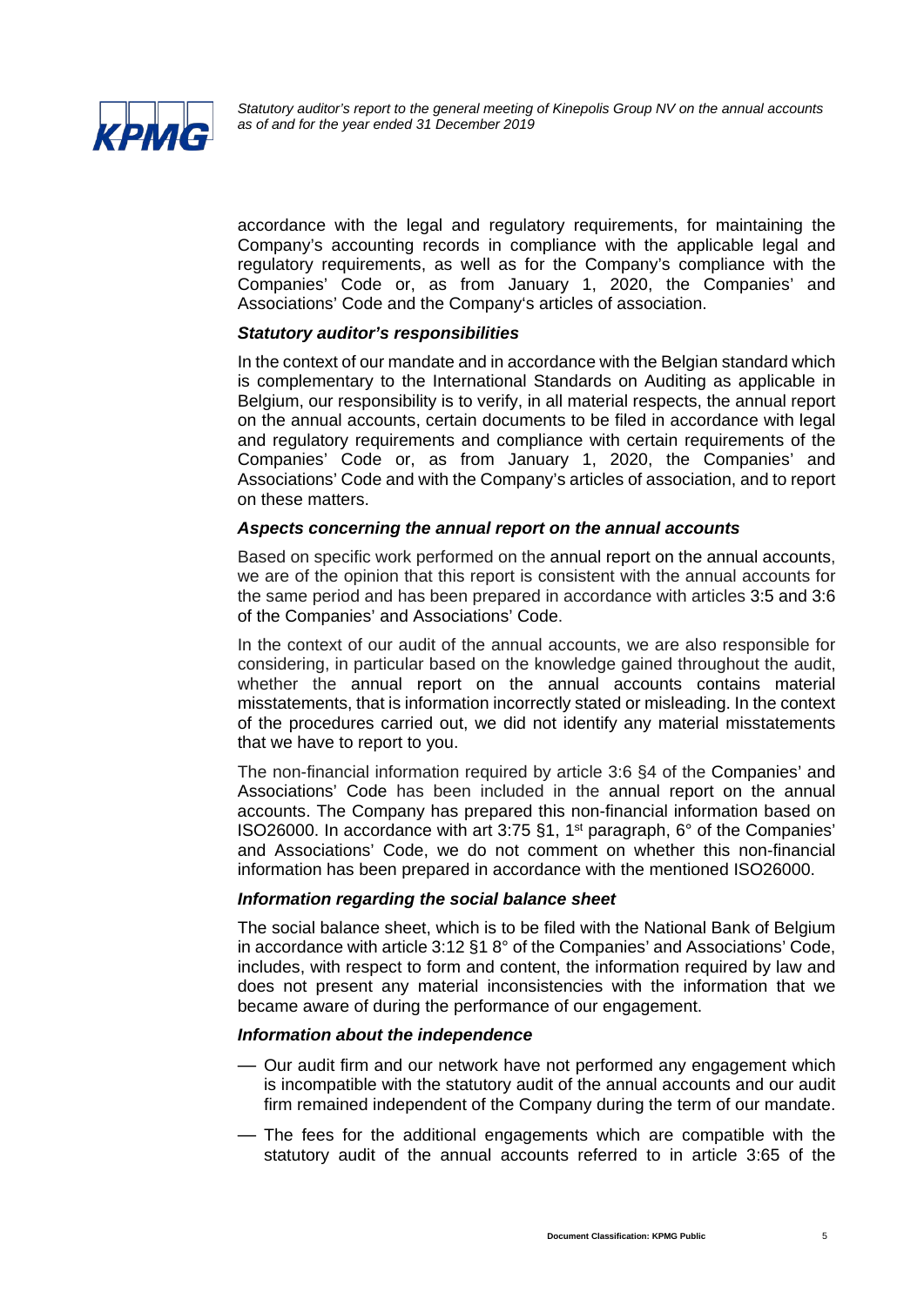accordance with the legal and regulatory requirements, for maintaining the Company's accounting records in compliance with the applicable legal and regulatory requirements, as well as for the Company's compliance with the Companies' Code or, as from January 1, 2020, the Companies' and Associations' Code and the Company's articles of association.

***Statutory auditor's responsibilities***

In the context of our mandate and in accordance with the Belgian standard which is complementary to the International Standards on Auditing as applicable in Belgium, our responsibility is to verify, in all material respects, the annual report on the annual accounts, certain documents to be filed in accordance with legal and regulatory requirements and compliance with certain requirements of the Companies' Code or, as from January 1, 2020, the Companies' and Associations' Code and with the Company's articles of association, and to report on these matters.

***Aspects concerning the annual report on the annual accounts***

Based on specific work performed on the annual report on the annual accounts, we are of the opinion that this report is consistent with the annual accounts for the same period and has been prepared in accordance with articles 3:5 and 3:6 of the Companies' and Associations' Code.

In the context of our audit of the annual accounts, we are also responsible for considering, in particular based on the knowledge gained throughout the audit, whether the annual report on the annual accounts contains material misstatements, that is information incorrectly stated or misleading. In the context of the procedures carried out, we did not identify any material misstatements that we have to report to you.

The non-financial information required by article 3:6 §4 of the Companies' and Associations' Code has been included in the annual report on the annual accounts. The Company has prepared this non-financial information based on ISO26000. In accordance with art 3:75 §1, 1st paragraph, 6° of the Companies' and Associations' Code, we do not comment on whether this non-financial information has been prepared in accordance with the mentioned ISO26000.

***Information regarding the social balance sheet***

The social balance sheet, which is to be filed with the National Bank of Belgium in accordance with article 3:12 §1 8° of the Companies' and Associations' Code, includes, with respect to form and content, the information required by law and does not present any material inconsistencies with the information that we became aware of during the performance of our engagement.

***Information about the independence***

- Our audit firm and our network have not performed any engagement which is incompatible with the statutory audit of the annual accounts and our audit firm remained independent of the Company during the term of our mandate.
- The fees for the additional engagements which are compatible with the statutory audit of the annual accounts referred to in article 3:65 of the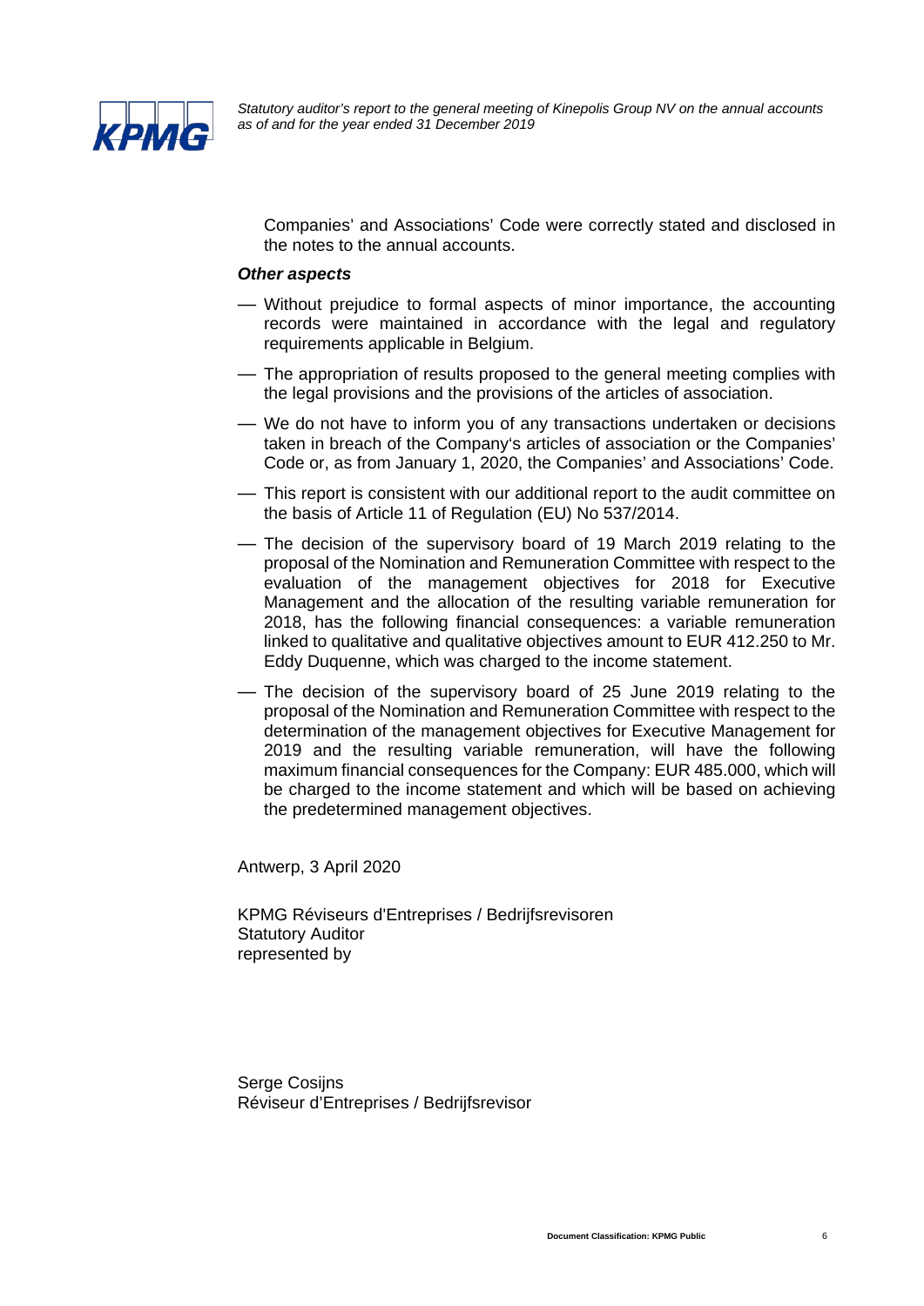Companies' and Associations' Code were correctly stated and disclosed in the notes to the annual accounts.

***Other aspects***

- Without prejudice to formal aspects of minor importance, the accounting records were maintained in accordance with the legal and regulatory requirements applicable in Belgium.
- The appropriation of results proposed to the general meeting complies with the legal provisions and the provisions of the articles of association.
- We do not have to inform you of any transactions undertaken or decisions taken in breach of the Company's articles of association or the Companies' Code or, as from January 1, 2020, the Companies' and Associations' Code.
- This report is consistent with our additional report to the audit committee on the basis of Article 11 of Regulation (EU) No 537/2014.
- The decision of the supervisory board of 19 March 2019 relating to the proposal of the Nomination and Remuneration Committee with respect to the evaluation of the management objectives for 2018 for Executive Management and the allocation of the resulting variable remuneration for 2018, has the following financial consequences: a variable remuneration linked to qualitative and qualitative objectives amount to EUR 412.250 to Mr. Eddy Duquenne, which was charged to the income statement.
- The decision of the supervisory board of 25 June 2019 relating to the proposal of the Nomination and Remuneration Committee with respect to the determination of the management objectives for Executive Management for 2019 and the resulting variable remuneration, will have the following maximum financial consequences for the Company: EUR 485.000, which will be charged to the income statement and which will be based on achieving the predetermined management objectives.

Antwerp, 3 April 2020

KPMG Réviseurs d'Entreprises / Bedrijfsrevisoren
Statutory Auditor
represented by

Serge Cosijns
Réviseur d'Entreprises / Bedrijfsrevisor